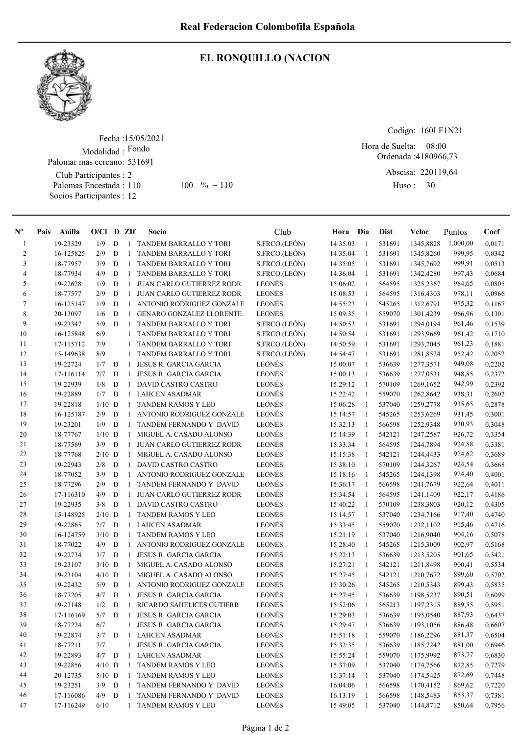# Real Federacion Colombofila Española

## EL RONQUILLO (NACION

Fecha :15/05/2021
Modalidad : Fondo
Palomar mas cercano: 531691
Club Participantes : 2
Palomas Encestada : 110 100 % = 110
Socios Participantes : 12

Codigo: 160LF1N21
Hora de Suelta: 08:00
Ordenada :4180966,73
Abscisa: 220119,64
Huso : 30

| Nº | Pais | Anilla | O/Cl | D | ZIf | Socio | Club | Hora | Dia | Dist | Veloc | Puntos | Coef |
|---|---|---|---|---|---|---|---|---|---|---|---|---|---|
| 1 | | 19-23329 | 1/9 | D | 1 | TANDEM BARRALLO Y TORI | S.FRCO.(LEÓN) | 14:35:03 | 1 | 531691 | 1345,8828 | 1.000,00 | 0,0171 |
| 2 | | 16-125825 | 2/9 | D | 1 | TANDEM BARRALLO Y TORI | S.FRCO.(LEÓN) | 14:35:04 | 1 | 531691 | 1345,8260 | 999,95 | 0,0342 |
| 3 | | 18-77957 | 3/9 | D | 1 | TANDEM BARRALLO Y TORI | S.FRCO.(LEÓN) | 14:35:05 | 1 | 531691 | 1345,7692 | 999,91 | 0,0513 |
| 4 | | 18-77934 | 4/9 | D | 1 | TANDEM BARRALLO Y TORI | S.FRCO.(LEÓN) | 14:36:04 | 1 | 531691 | 1342,4280 | 997,43 | 0,0684 |
| 5 | | 19-22628 | 1/9 | D | 1 | JUAN CARLO GUTIERREZ RODR | LEONÉS | 15:06:02 | 1 | 564595 | 1325,2367 | 984,65 | 0,0805 |
| 6 | | 18-77577 | 2/9 | D | 1 | JUAN CARLO GUTIERREZ RODR | LEONÉS | 15:08:53 | 1 | 564595 | 1316,4303 | 978,11 | 0,0966 |
| 7 | | 16-125147 | 1/9 | D | 1 | ANTONIO RODRIGUEZ GONZALE | LEONÉS | 14:55:23 | 1 | 545265 | 1312,6791 | 975,32 | 0,1167 |
| 8 | | 20-13097 | 1/6 | D | 1 | GENARO GONZALEZ LLORENTE | LEONÉS | 15:09:35 | 1 | 559070 | 1301,4239 | 966,96 | 0,1301 |
| 9 | | 19-23347 | 5/9 | D | 1 | TANDEM BARRALLO Y TORI | S.FRCO.(LEÓN) | 14:50:53 | 1 | 531691 | 1294,0194 | 961,46 | 0,1539 |
| 10 | | 16-125848 | 6/9 | | 1 | TANDEM BARRALLO Y TORI | S.FRCO.(LEÓN) | 14:50:54 | 1 | 531691 | 1293,9669 | 961,42 | 0,1710 |
| 11 | | 17-115712 | 7/9 | | 1 | TANDEM BARRALLO Y TORI | S.FRCO.(LEÓN) | 14:50:59 | 1 | 531691 | 1293,7045 | 961,23 | 0,1881 |
| 12 | | 15-149638 | 8/9 | | 1 | TANDEM BARRALLO Y TORI | S.FRCO.(LEÓN) | 14:54:47 | 1 | 531691 | 1281,8524 | 952,42 | 0,2052 |
| 13 | | 19-22724 | 1/7 | D | 1 | JESUS R. GARCIA GARCIA | LEONÉS | 15:00:07 | 1 | 536639 | 1277,3571 | 949,08 | 0,2202 |
| 14 | | 17-116114 | 2/7 | D | 1 | JESUS R. GARCIA GARCIA | LEONÉS | 15:00:13 | 1 | 536639 | 1277,0531 | 948,85 | 0,2372 |
| 15 | | 19-22939 | 1/8 | D | 1 | DAVID CASTRO CASTRO | LEONÉS | 15:29:12 | 1 | 570109 | 1269,1652 | 942,99 | 0,2392 |
| 16 | | 19-22889 | 1/7 | D | 1 | LAHCEN ASADMAR | LEONÉS | 15:22:42 | 1 | 559070 | 1262,8642 | 938,31 | 0,2602 |
| 17 | | 19-22818 | 1/10 | D | 1 | TANDEM RAMOS Y LEO | LEONÉS | 15:06:28 | 1 | 537040 | 1259,2778 | 935,65 | 0,2878 |
| 18 | | 16-125187 | 2/9 | D | 1 | ANTONIO RODRIGUEZ GONZALE | LEONÉS | 15:14:57 | 1 | 545265 | 1253,6269 | 931,45 | 0,3001 |
| 19 | | 19-23201 | 1/9 | D | 1 | TANDEM FERNANDO Y DAVID | LEONÉS | 15:32:13 | 1 | 566598 | 1252,9348 | 930,93 | 0,3048 |
| 20 | | 18-77767 | 1/10 | D | 1 | MIGUEL A. CASADO ALONSO | LEONÉS | 15:14:39 | 1 | 542121 | 1247,2587 | 926,72 | 0,3354 |
| 21 | | 18-77569 | 3/9 | D | 1 | JUAN CARLO GUTIERREZ RODR | LEONÉS | 15:33:34 | 1 | 564595 | 1244,7894 | 924,88 | 0,3381 |
| 22 | | 18-77768 | 2/10 | D | 1 | MIGUEL A. CASADO ALONSO | LEONÉS | 15:15:38 | 1 | 542121 | 1244,4433 | 924,62 | 0,3689 |
| 23 | | 19-22943 | 2/8 | D | 1 | DAVID CASTRO CASTRO | LEONÉS | 15:38:10 | 1 | 570109 | 1244,3267 | 924,54 | 0,3668 |
| 24 | | 18-77052 | 3/9 | D | 1 | ANTONIO RODRIGUEZ GONZALE | LEONÉS | 15:18:16 | 1 | 545265 | 1244,1398 | 924,40 | 0,4001 |
| 25 | | 18-77296 | 2/9 | D | 1 | TANDEM FERNANDO Y DAVID | LEONÉS | 15:36:17 | 1 | 566598 | 1241,7679 | 922,64 | 0,4011 |
| 26 | | 17-116310 | 4/9 | D | 1 | JUAN CARLO GUTIERREZ RODR | LEONÉS | 15:34:54 | 1 | 564595 | 1241,1409 | 922,17 | 0,4186 |
| 27 | | 19-22935 | 3/8 | D | 1 | DAVID CASTRO CASTRO | LEONÉS | 15:40:22 | 1 | 570109 | 1238,3803 | 920,12 | 0,4305 |
| 28 | | 15-148925 | 2/10 | D | 1 | TANDEM RAMOS Y LEO | LEONÉS | 15:14:57 | 1 | 537040 | 1234,7166 | 917,40 | 0,4740 |
| 29 | | 19-22865 | 2/7 | D | 1 | LAHCEN ASADMAR | LEONÉS | 15:33:45 | 1 | 559070 | 1232,1102 | 915,46 | 0,4716 |
| 30 | | 16-124759 | 3/10 | D | 1 | TANDEM RAMOS Y LEO | LEONÉS | 15:21:19 | 1 | 537040 | 1216,9040 | 904,16 | 0,5078 |
| 31 | | 18-77022 | 4/9 | D | 1 | ANTONIO RODRIGUEZ GONZALE | LEONÉS | 15:28:40 | 1 | 545265 | 1215,3009 | 902,97 | 0,5168 |
| 32 | | 19-22734 | 3/7 | D | 1 | JESUS R. GARCIA GARCIA | LEONÉS | 15:22:13 | 1 | 536639 | 1213,5205 | 901,65 | 0,5421 |
| 33 | | 19-23107 | 3/10 | D | 1 | MIGUEL A. CASADO ALONSO | LEONÉS | 15:27:21 | 1 | 542121 | 1211,8498 | 900,41 | 0,5534 |
| 34 | | 19-23104 | 4/10 | D | 1 | MIGUEL A. CASADO ALONSO | LEONÉS | 15:27:45 | 1 | 542121 | 1210,7672 | 899,60 | 0,5702 |
| 35 | | 19-22432 | 5/9 | D | 1 | ANTONIO RODRIGUEZ GONZALE | LEONÉS | 15:30:26 | 1 | 545265 | 1210,5343 | 899,43 | 0,5835 |
| 36 | | 18-77205 | 4/7 | D | 1 | JESUS R. GARCIA GARCIA | LEONÉS | 15:27:45 | 1 | 536639 | 1198,5237 | 890,51 | 0,6099 |
| 37 | | 19-23148 | 1/2 | D | 1 | RICARDO SAHELICES GUTIERR | LEONÉS | 15:52:06 | 1 | 565213 | 1197,2315 | 889,55 | 0,5951 |
| 38 | | 17-116169 | 5/7 | D | 1 | JESUS R. GARCIA GARCIA | LEONÉS | 15:29:03 | 1 | 536639 | 1195,0540 | 887,93 | 0,6437 |
| 39 | | 18-77224 | 6/7 | | 1 | JESUS R. GARCIA GARCIA | LEONÉS | 15:29:47 | 1 | 536639 | 1193,1056 | 886,48 | 0,6607 |
| 40 | | 19-22874 | 3/7 | D | 1 | LAHCEN ASADMAR | LEONÉS | 15:51:18 | 1 | 559070 | 1186,2296 | 881,37 | 0,6504 |
| 41 | | 18-77211 | 7/7 | | 1 | JESUS R. GARCIA GARCIA | LEONÉS | 15:32:35 | 1 | 536639 | 1185,7242 | 881,00 | 0,6946 |
| 42 | | 19-22893 | 4/7 | D | 1 | LAHCEN ASADMAR | LEONÉS | 15:55:24 | 1 | 559070 | 1175,9992 | 873,77 | 0,6830 |
| 43 | | 19-22856 | 4/10 | D | 1 | TANDEM RAMOS Y LEO | LEONÉS | 15:37:09 | 1 | 537040 | 1174,7566 | 872,85 | 0,7279 |
| 44 | | 20-12735 | 5/10 | D | 1 | TANDEM RAMOS Y LEO | LEONÉS | 15:37:14 | 1 | 537040 | 1174,5425 | 872,69 | 0,7448 |
| 45 | | 19-23251 | 3/9 | D | 1 | TANDEM FERNANDO Y DAVID | LEONÉS | 16:04:06 | 1 | 566598 | 1170,4152 | 869,62 | 0,7220 |
| 46 | | 17-116086 | 4/9 | D | 1 | TANDEM FERNANDO Y DAVID | LEONÉS | 16:13:19 | 1 | 566598 | 1148,5483 | 853,37 | 0,7381 |
| 47 | | 17-116249 | 6/10 | | 1 | TANDEM RAMOS Y LEO | LEONÉS | 15:49:05 | 1 | 537040 | 1144,8712 | 850,64 | 0,7956 |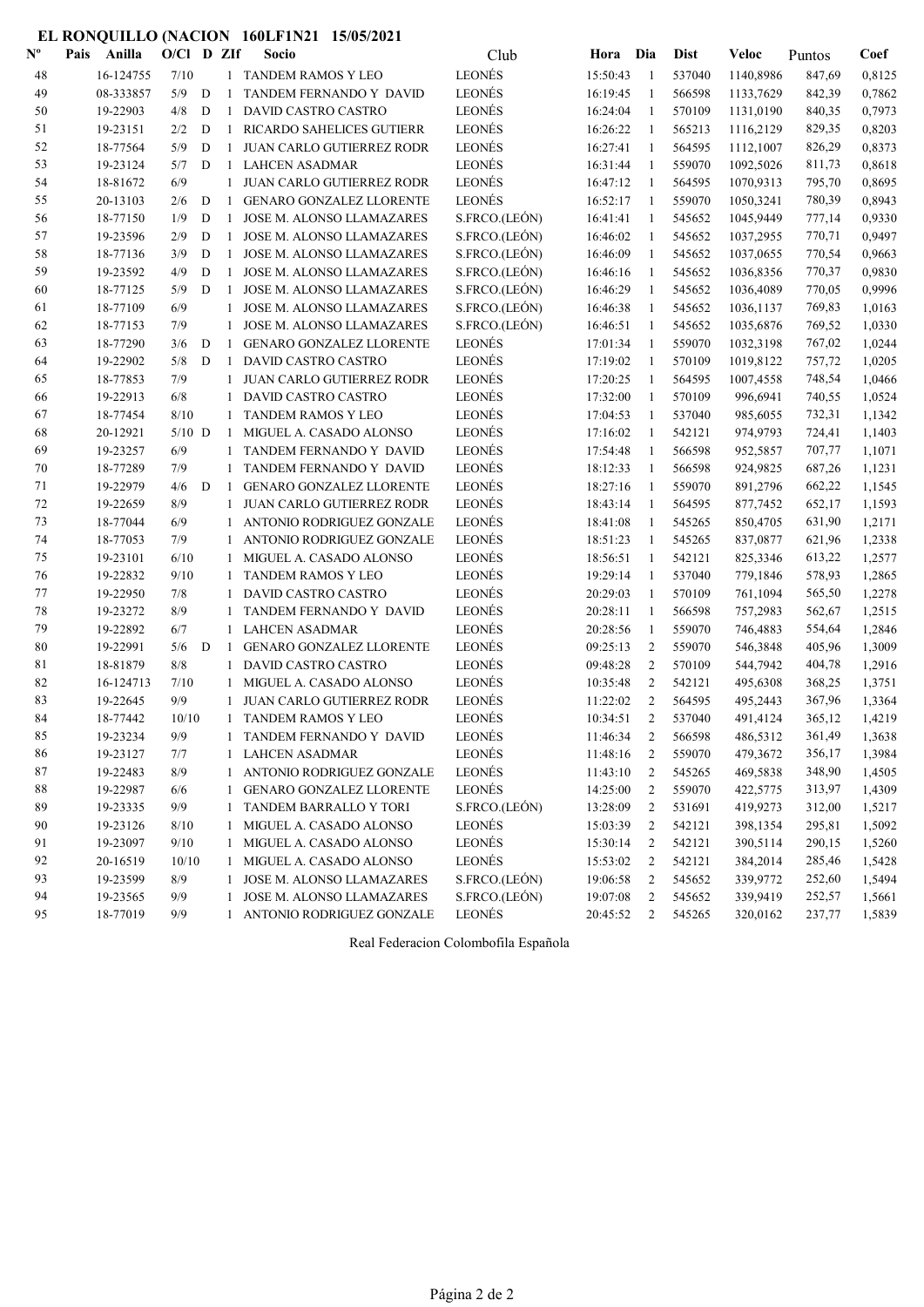# EL RONQUILLO (NACION 160LF1N21 15/05/2021

| Nº | Pais | Anilla | O/Cl | D | ZIf | Socio | Club | Hora | Dia | Dist | Veloc | Puntos | Coef |
|---|---|---|---|---|---|---|---|---|---|---|---|---|---|
| 48 | | 16-124755 | 7/10 | | 1 | TANDEM RAMOS Y LEO | LEONÉS | 15:50:43 | 1 | 537040 | 1140,8986 | 847,69 | 0,8125 |
| 49 | | 08-333857 | 5/9 | D | 1 | TANDEM FERNANDO Y DAVID | LEONÉS | 16:19:45 | 1 | 566598 | 1133,7629 | 842,39 | 0,7862 |
| 50 | | 19-22903 | 4/8 | D | 1 | DAVID CASTRO CASTRO | LEONÉS | 16:24:04 | 1 | 570109 | 1131,0190 | 840,35 | 0,7973 |
| 51 | | 19-23151 | 2/2 | D | 1 | RICARDO SAHELICES GUTIERR | LEONÉS | 16:26:22 | 1 | 565213 | 1116,2129 | 829,35 | 0,8203 |
| 52 | | 18-77564 | 5/9 | D | 1 | JUAN CARLO GUTIERREZ RODR | LEONÉS | 16:27:41 | 1 | 564595 | 1112,1007 | 826,29 | 0,8373 |
| 53 | | 19-23124 | 5/7 | D | 1 | LAHCEN ASADMAR | LEONÉS | 16:31:44 | 1 | 559070 | 1092,5026 | 811,73 | 0,8618 |
| 54 | | 18-81672 | 6/9 | | 1 | JUAN CARLO GUTIERREZ RODR | LEONÉS | 16:47:12 | 1 | 564595 | 1070,9313 | 795,70 | 0,8695 |
| 55 | | 20-13103 | 2/6 | D | 1 | GENARO GONZALEZ LLORENTE | LEONÉS | 16:52:17 | 1 | 559070 | 1050,3241 | 780,39 | 0,8943 |
| 56 | | 18-77150 | 1/9 | D | 1 | JOSE M. ALONSO LLAMAZARES | S.FRCO.(LEÓN) | 16:41:41 | 1 | 545652 | 1045,9449 | 777,14 | 0,9330 |
| 57 | | 19-23596 | 2/9 | D | 1 | JOSE M. ALONSO LLAMAZARES | S.FRCO.(LEÓN) | 16:46:02 | 1 | 545652 | 1037,2955 | 770,71 | 0,9497 |
| 58 | | 18-77136 | 3/9 | D | 1 | JOSE M. ALONSO LLAMAZARES | S.FRCO.(LEÓN) | 16:46:09 | 1 | 545652 | 1037,0655 | 770,54 | 0,9663 |
| 59 | | 19-23592 | 4/9 | D | 1 | JOSE M. ALONSO LLAMAZARES | S.FRCO.(LEÓN) | 16:46:16 | 1 | 545652 | 1036,8356 | 770,37 | 0,9830 |
| 60 | | 18-77125 | 5/9 | D | 1 | JOSE M. ALONSO LLAMAZARES | S.FRCO.(LEÓN) | 16:46:29 | 1 | 545652 | 1036,4089 | 770,05 | 0,9996 |
| 61 | | 18-77109 | 6/9 | | 1 | JOSE M. ALONSO LLAMAZARES | S.FRCO.(LEÓN) | 16:46:38 | 1 | 545652 | 1036,1137 | 769,83 | 1,0163 |
| 62 | | 18-77153 | 7/9 | | 1 | JOSE M. ALONSO LLAMAZARES | S.FRCO.(LEÓN) | 16:46:51 | 1 | 545652 | 1035,6876 | 769,52 | 1,0330 |
| 63 | | 18-77290 | 3/6 | D | 1 | GENARO GONZALEZ LLORENTE | LEONÉS | 17:01:34 | 1 | 559070 | 1032,3198 | 767,02 | 1,0244 |
| 64 | | 19-22902 | 5/8 | D | 1 | DAVID CASTRO CASTRO | LEONÉS | 17:19:02 | 1 | 570109 | 1019,8122 | 757,72 | 1,0205 |
| 65 | | 18-77853 | 7/9 | | 1 | JUAN CARLO GUTIERREZ RODR | LEONÉS | 17:20:25 | 1 | 564595 | 1007,4558 | 748,54 | 1,0466 |
| 66 | | 19-22913 | 6/8 | | 1 | DAVID CASTRO CASTRO | LEONÉS | 17:32:00 | 1 | 570109 | 996,6941 | 740,55 | 1,0524 |
| 67 | | 18-77454 | 8/10 | | 1 | TANDEM RAMOS Y LEO | LEONÉS | 17:04:53 | 1 | 537040 | 985,6055 | 732,31 | 1,1342 |
| 68 | | 20-12921 | 5/10 | D | 1 | MIGUEL A. CASADO ALONSO | LEONÉS | 17:16:02 | 1 | 542121 | 974,9793 | 724,41 | 1,1403 |
| 69 | | 19-23257 | 6/9 | | 1 | TANDEM FERNANDO Y DAVID | LEONÉS | 17:54:48 | 1 | 566598 | 952,5857 | 707,77 | 1,1071 |
| 70 | | 18-77289 | 7/9 | | 1 | TANDEM FERNANDO Y DAVID | LEONÉS | 18:12:33 | 1 | 566598 | 924,9825 | 687,26 | 1,1231 |
| 71 | | 19-22979 | 4/6 | D | 1 | GENARO GONZALEZ LLORENTE | LEONÉS | 18:27:16 | 1 | 559070 | 891,2796 | 662,22 | 1,1545 |
| 72 | | 19-22659 | 8/9 | | 1 | JUAN CARLO GUTIERREZ RODR | LEONÉS | 18:43:14 | 1 | 564595 | 877,7452 | 652,17 | 1,1593 |
| 73 | | 18-77044 | 6/9 | | 1 | ANTONIO RODRIGUEZ GONZALE | LEONÉS | 18:41:08 | 1 | 545265 | 850,4705 | 631,90 | 1,2171 |
| 74 | | 18-77053 | 7/9 | | 1 | ANTONIO RODRIGUEZ GONZALE | LEONÉS | 18:51:23 | 1 | 545265 | 837,0877 | 621,96 | 1,2338 |
| 75 | | 19-23101 | 6/10 | | 1 | MIGUEL A. CASADO ALONSO | LEONÉS | 18:56:51 | 1 | 542121 | 825,3346 | 613,22 | 1,2577 |
| 76 | | 19-22832 | 9/10 | | 1 | TANDEM RAMOS Y LEO | LEONÉS | 19:29:14 | 1 | 537040 | 779,1846 | 578,93 | 1,2865 |
| 77 | | 19-22950 | 7/8 | | 1 | DAVID CASTRO CASTRO | LEONÉS | 20:29:03 | 1 | 570109 | 761,1094 | 565,50 | 1,2278 |
| 78 | | 19-23272 | 8/9 | | 1 | TANDEM FERNANDO Y DAVID | LEONÉS | 20:28:11 | 1 | 566598 | 757,2983 | 562,67 | 1,2515 |
| 79 | | 19-22892 | 6/7 | | 1 | LAHCEN ASADMAR | LEONÉS | 20:28:56 | 1 | 559070 | 746,4883 | 554,64 | 1,2846 |
| 80 | | 19-22991 | 5/6 | D | 1 | GENARO GONZALEZ LLORENTE | LEONÉS | 09:25:13 | 2 | 559070 | 546,3848 | 405,96 | 1,3009 |
| 81 | | 18-81879 | 8/8 | | 1 | DAVID CASTRO CASTRO | LEONÉS | 09:48:28 | 2 | 570109 | 544,7942 | 404,78 | 1,2916 |
| 82 | | 16-124713 | 7/10 | | 1 | MIGUEL A. CASADO ALONSO | LEONÉS | 10:35:48 | 2 | 542121 | 495,6308 | 368,25 | 1,3751 |
| 83 | | 19-22645 | 9/9 | | 1 | JUAN CARLO GUTIERREZ RODR | LEONÉS | 11:22:02 | 2 | 564595 | 495,2443 | 367,96 | 1,3364 |
| 84 | | 18-77442 | 10/10 | | 1 | TANDEM RAMOS Y LEO | LEONÉS | 10:34:51 | 2 | 537040 | 491,4124 | 365,12 | 1,4219 |
| 85 | | 19-23234 | 9/9 | | 1 | TANDEM FERNANDO Y DAVID | LEONÉS | 11:46:34 | 2 | 566598 | 486,5312 | 361,49 | 1,3638 |
| 86 | | 19-23127 | 7/7 | | 1 | LAHCEN ASADMAR | LEONÉS | 11:48:16 | 2 | 559070 | 479,3672 | 356,17 | 1,3984 |
| 87 | | 19-22483 | 8/9 | | 1 | ANTONIO RODRIGUEZ GONZALE | LEONÉS | 11:43:10 | 2 | 545265 | 469,5838 | 348,90 | 1,4505 |
| 88 | | 19-22987 | 6/6 | | 1 | GENARO GONZALEZ LLORENTE | LEONÉS | 14:25:00 | 2 | 559070 | 422,5775 | 313,97 | 1,4309 |
| 89 | | 19-23335 | 9/9 | | 1 | TANDEM BARRALLO Y TORI | S.FRCO.(LEÓN) | 13:28:09 | 2 | 531691 | 419,9273 | 312,00 | 1,5217 |
| 90 | | 19-23126 | 8/10 | | 1 | MIGUEL A. CASADO ALONSO | LEONÉS | 15:03:39 | 2 | 542121 | 398,1354 | 295,81 | 1,5092 |
| 91 | | 19-23097 | 9/10 | | 1 | MIGUEL A. CASADO ALONSO | LEONÉS | 15:30:14 | 2 | 542121 | 390,5114 | 290,15 | 1,5260 |
| 92 | | 20-16519 | 10/10 | | 1 | MIGUEL A. CASADO ALONSO | LEONÉS | 15:53:02 | 2 | 542121 | 384,2014 | 285,46 | 1,5428 |
| 93 | | 19-23599 | 8/9 | | 1 | JOSE M. ALONSO LLAMAZARES | S.FRCO.(LEÓN) | 19:06:58 | 2 | 545652 | 339,9772 | 252,60 | 1,5494 |
| 94 | | 19-23565 | 9/9 | | 1 | JOSE M. ALONSO LLAMAZARES | S.FRCO.(LEÓN) | 19:07:08 | 2 | 545652 | 339,9419 | 252,57 | 1,5661 |
| 95 | | 18-77019 | 9/9 | | 1 | ANTONIO RODRIGUEZ GONZALE | LEONÉS | 20:45:52 | 2 | 545265 | 320,0162 | 237,77 | 1,5839 |

Real Federacion Colombofila Española